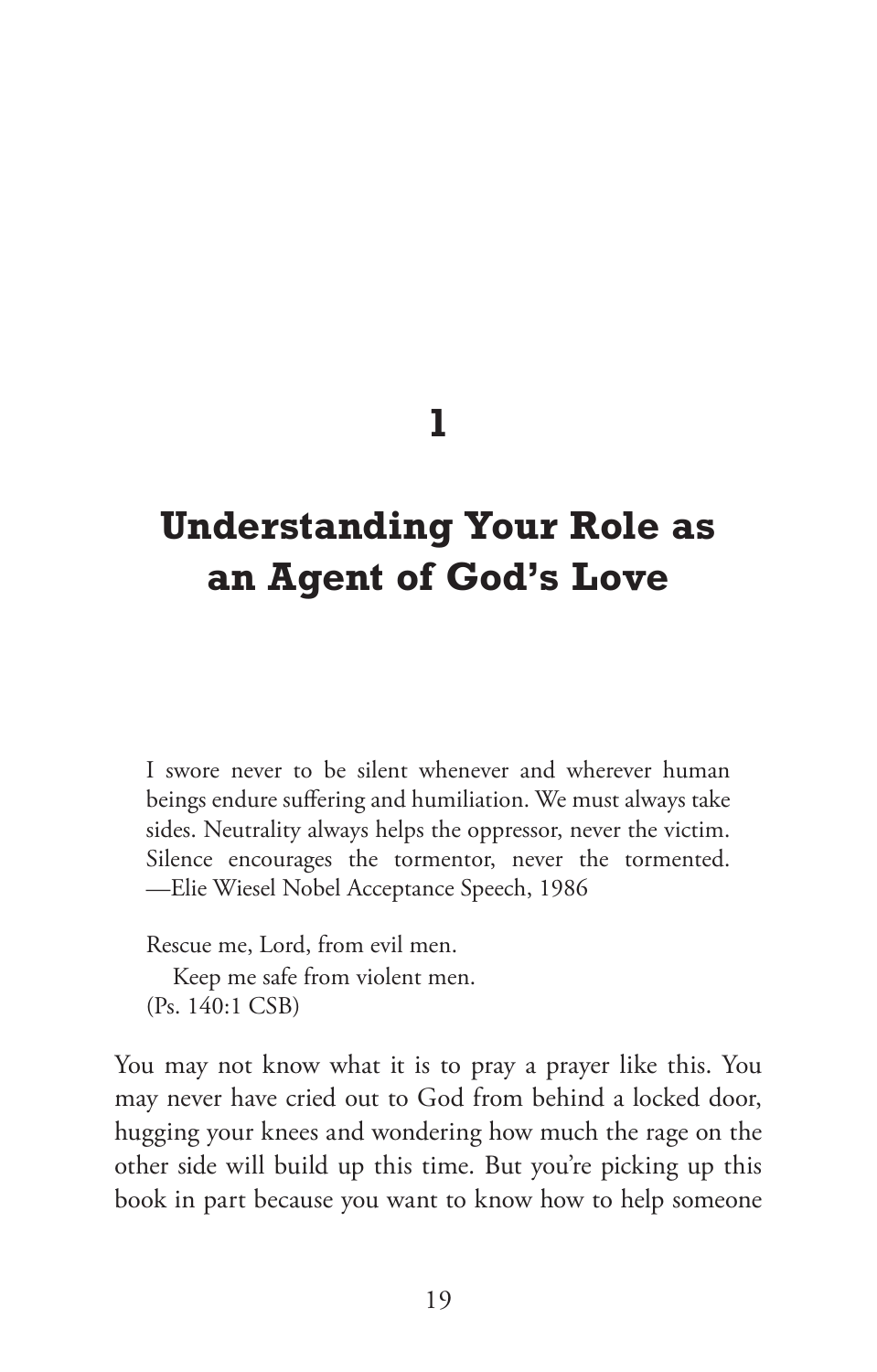# 1

# Understanding Your Role as an Agent of God's Love

> I swore never to be silent whenever and wherever human beings endure suffering and humiliation. We must always take sides. Neutrality always helps the oppressor, never the victim. Silence encourages the tormentor, never the tormented. —Elie Wiesel Nobel Acceptance Speech, 1986

> Rescue me, Lord, from evil men.
> Keep me safe from violent men.
> (Ps. 140:1 CSB)

You may not know what it is to pray a prayer like this. You may never have cried out to God from behind a locked door, hugging your knees and wondering how much the rage on the other side will build up this time. But you're picking up this book in part because you want to know how to help someone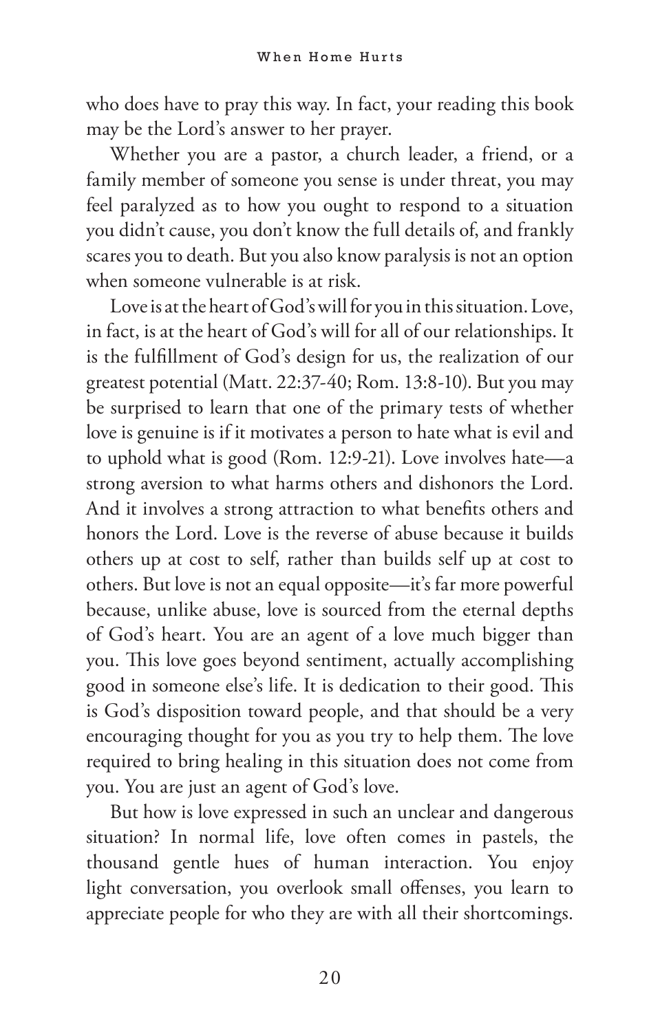who does have to pray this way. In fact, your reading this book may be the Lord's answer to her prayer.

Whether you are a pastor, a church leader, a friend, or a family member of someone you sense is under threat, you may feel paralyzed as to how you ought to respond to a situation you didn't cause, you don't know the full details of, and frankly scares you to death. But you also know paralysis is not an option when someone vulnerable is at risk.

Love is at the heart of God's will for you in this situation. Love, in fact, is at the heart of God's will for all of our relationships. It is the fulfillment of God's design for us, the realization of our greatest potential (Matt. 22:37-40; Rom. 13:8-10). But you may be surprised to learn that one of the primary tests of whether love is genuine is if it motivates a person to hate what is evil and to uphold what is good (Rom. 12:9-21). Love involves hate—a strong aversion to what harms others and dishonors the Lord. And it involves a strong attraction to what benefits others and honors the Lord. Love is the reverse of abuse because it builds others up at cost to self, rather than builds self up at cost to others. But love is not an equal opposite—it's far more powerful because, unlike abuse, love is sourced from the eternal depths of God's heart. You are an agent of a love much bigger than you. This love goes beyond sentiment, actually accomplishing good in someone else's life. It is dedication to their good. This is God's disposition toward people, and that should be a very encouraging thought for you as you try to help them. The love required to bring healing in this situation does not come from you. You are just an agent of God's love.

But how is love expressed in such an unclear and dangerous situation? In normal life, love often comes in pastels, the thousand gentle hues of human interaction. You enjoy light conversation, you overlook small offenses, you learn to appreciate people for who they are with all their shortcomings.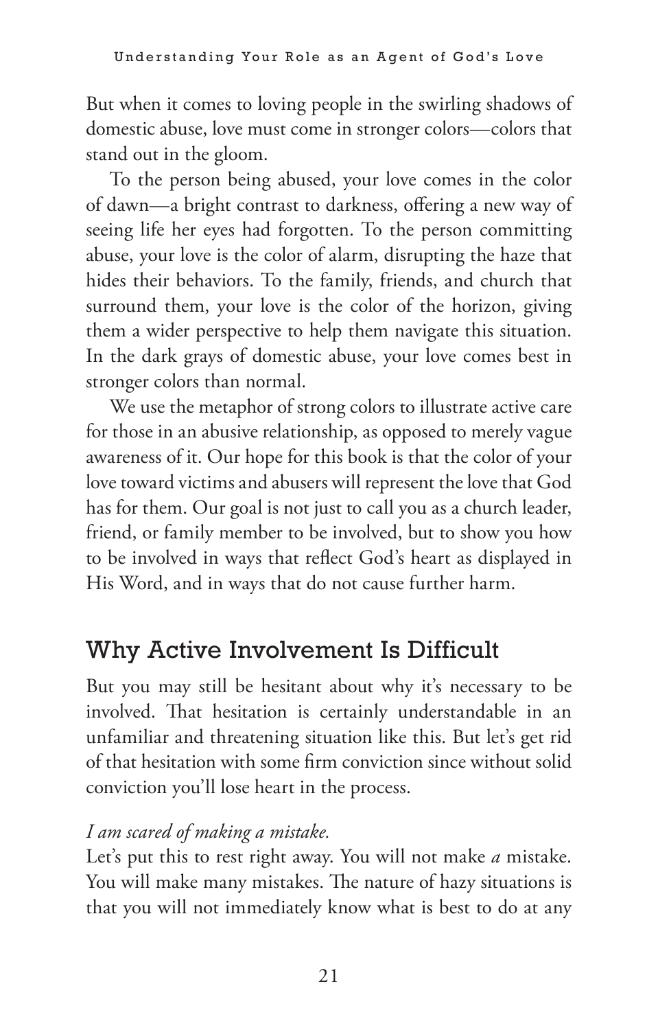But when it comes to loving people in the swirling shadows of domestic abuse, love must come in stronger colors—colors that stand out in the gloom.

To the person being abused, your love comes in the color of dawn—a bright contrast to darkness, offering a new way of seeing life her eyes had forgotten. To the person committing abuse, your love is the color of alarm, disrupting the haze that hides their behaviors. To the family, friends, and church that surround them, your love is the color of the horizon, giving them a wider perspective to help them navigate this situation. In the dark grays of domestic abuse, your love comes best in stronger colors than normal.

We use the metaphor of strong colors to illustrate active care for those in an abusive relationship, as opposed to merely vague awareness of it. Our hope for this book is that the color of your love toward victims and abusers will represent the love that God has for them. Our goal is not just to call you as a church leader, friend, or family member to be involved, but to show you how to be involved in ways that reflect God's heart as displayed in His Word, and in ways that do not cause further harm.

## Why Active Involvement Is Difficult

But you may still be hesitant about why it's necessary to be involved. That hesitation is certainly understandable in an unfamiliar and threatening situation like this. But let's get rid of that hesitation with some firm conviction since without solid conviction you'll lose heart in the process.

*I am scared of making a mistake.*

Let's put this to rest right away. You will not make *a* mistake. You will make many mistakes. The nature of hazy situations is that you will not immediately know what is best to do at any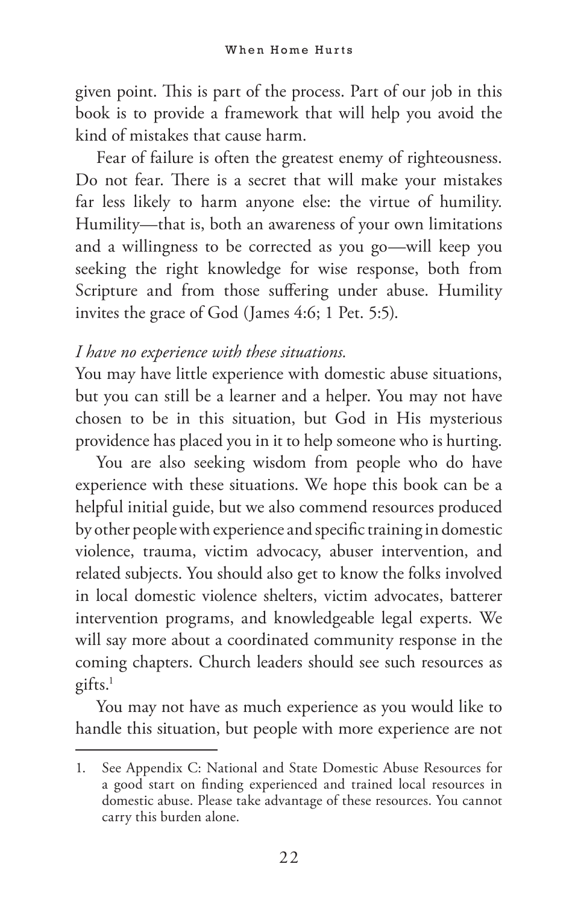given point. This is part of the process. Part of our job in this book is to provide a framework that will help you avoid the kind of mistakes that cause harm.

Fear of failure is often the greatest enemy of righteousness. Do not fear. There is a secret that will make your mistakes far less likely to harm anyone else: the virtue of humility. Humility—that is, both an awareness of your own limitations and a willingness to be corrected as you go—will keep you seeking the right knowledge for wise response, both from Scripture and from those suffering under abuse. Humility invites the grace of God (James 4:6; 1 Pet. 5:5).

*I have no experience with these situations.*

You may have little experience with domestic abuse situations, but you can still be a learner and a helper. You may not have chosen to be in this situation, but God in His mysterious providence has placed you in it to help someone who is hurting.

You are also seeking wisdom from people who do have experience with these situations. We hope this book can be a helpful initial guide, but we also commend resources produced by other people with experience and specific training in domestic violence, trauma, victim advocacy, abuser intervention, and related subjects. You should also get to know the folks involved in local domestic violence shelters, victim advocates, batterer intervention programs, and knowledgeable legal experts. We will say more about a coordinated community response in the coming chapters. Church leaders should see such resources as gifts.[1]

You may not have as much experience as you would like to handle this situation, but people with more experience are not

---

1. See Appendix C: National and State Domestic Abuse Resources for a good start on finding experienced and trained local resources in domestic abuse. Please take advantage of these resources. You cannot carry this burden alone.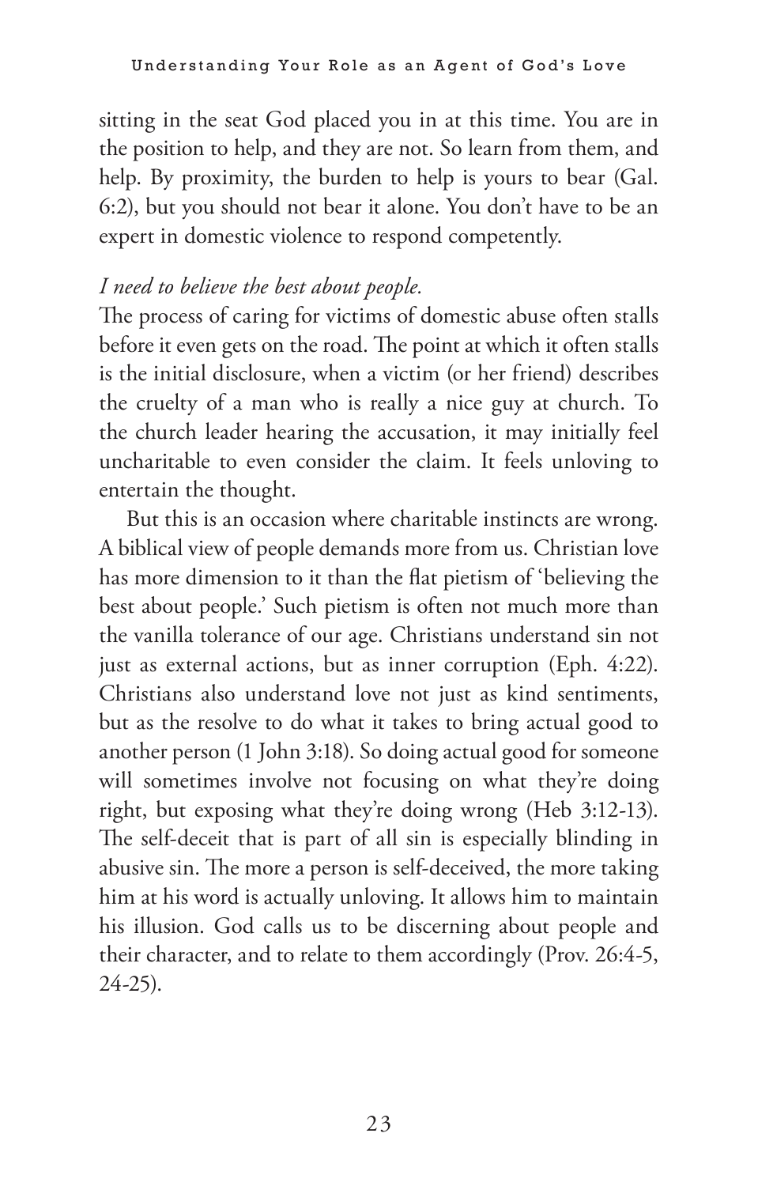sitting in the seat God placed you in at this time. You are in the position to help, and they are not. So learn from them, and help. By proximity, the burden to help is yours to bear (Gal. 6:2), but you should not bear it alone. You don't have to be an expert in domestic violence to respond competently.

*I need to believe the best about people.*

The process of caring for victims of domestic abuse often stalls before it even gets on the road. The point at which it often stalls is the initial disclosure, when a victim (or her friend) describes the cruelty of a man who is really a nice guy at church. To the church leader hearing the accusation, it may initially feel uncharitable to even consider the claim. It feels unloving to entertain the thought.

But this is an occasion where charitable instincts are wrong. A biblical view of people demands more from us. Christian love has more dimension to it than the flat pietism of 'believing the best about people.' Such pietism is often not much more than the vanilla tolerance of our age. Christians understand sin not just as external actions, but as inner corruption (Eph. 4:22). Christians also understand love not just as kind sentiments, but as the resolve to do what it takes to bring actual good to another person (1 John 3:18). So doing actual good for someone will sometimes involve not focusing on what they're doing right, but exposing what they're doing wrong (Heb 3:12-13). The self-deceit that is part of all sin is especially blinding in abusive sin. The more a person is self-deceived, the more taking him at his word is actually unloving. It allows him to maintain his illusion. God calls us to be discerning about people and their character, and to relate to them accordingly (Prov. 26:4-5, 24-25).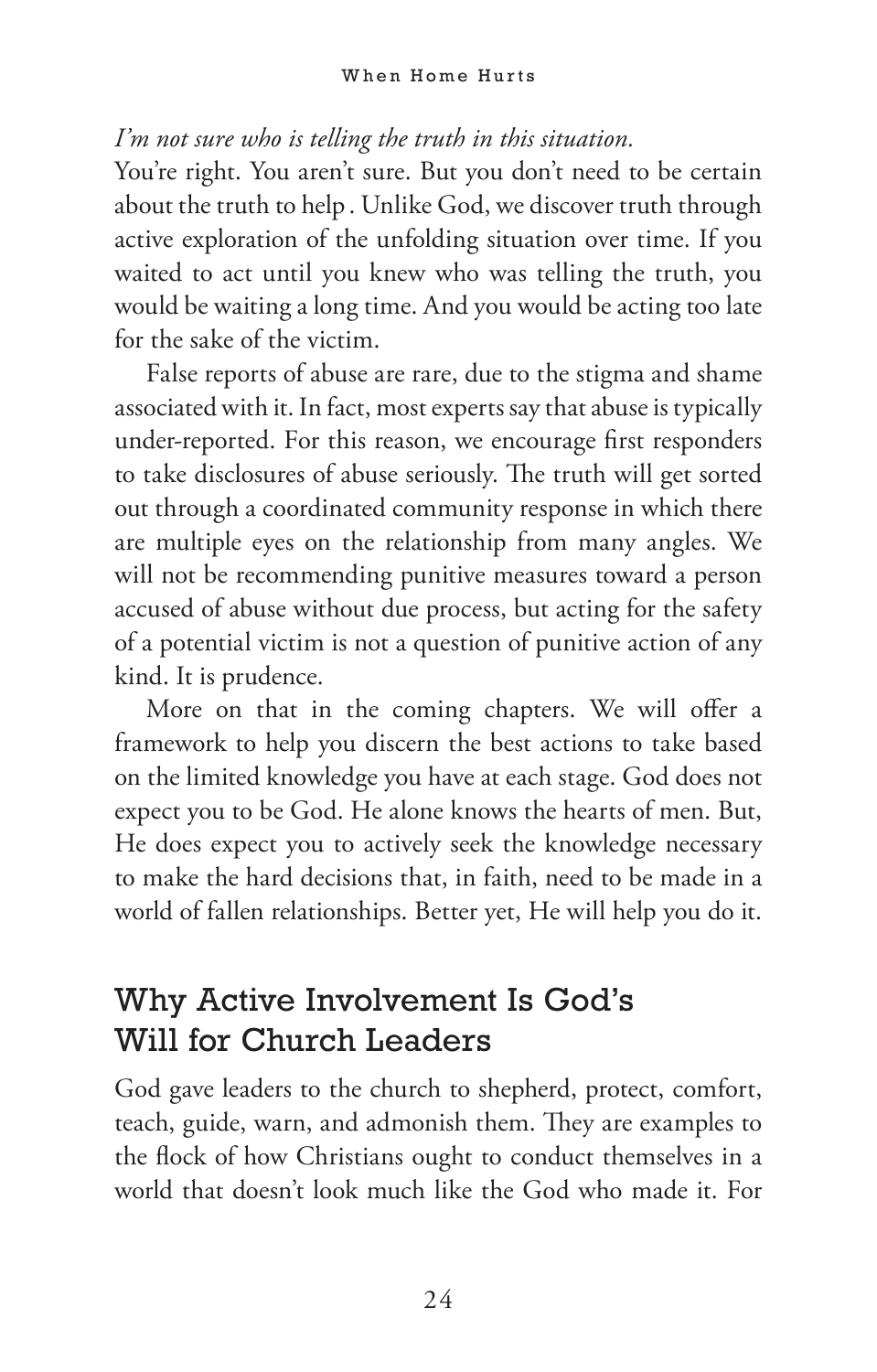*I'm not sure who is telling the truth in this situation.*

You're right. You aren't sure. But you don't need to be certain about the truth to help . Unlike God, we discover truth through active exploration of the unfolding situation over time. If you waited to act until you knew who was telling the truth, you would be waiting a long time. And you would be acting too late for the sake of the victim.

False reports of abuse are rare, due to the stigma and shame associated with it. In fact, most experts say that abuse is typically under-reported. For this reason, we encourage first responders to take disclosures of abuse seriously. The truth will get sorted out through a coordinated community response in which there are multiple eyes on the relationship from many angles. We will not be recommending punitive measures toward a person accused of abuse without due process, but acting for the safety of a potential victim is not a question of punitive action of any kind. It is prudence.

More on that in the coming chapters. We will offer a framework to help you discern the best actions to take based on the limited knowledge you have at each stage. God does not expect you to be God. He alone knows the hearts of men. But, He does expect you to actively seek the knowledge necessary to make the hard decisions that, in faith, need to be made in a world of fallen relationships. Better yet, He will help you do it.

## Why Active Involvement Is God's Will for Church Leaders

God gave leaders to the church to shepherd, protect, comfort, teach, guide, warn, and admonish them. They are examples to the flock of how Christians ought to conduct themselves in a world that doesn't look much like the God who made it. For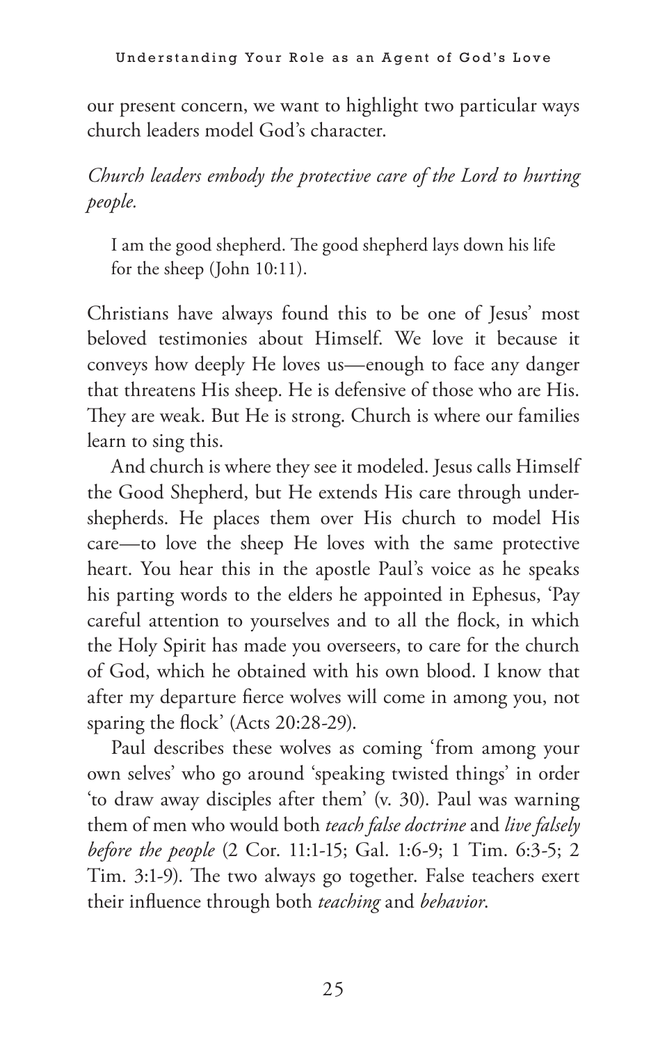our present concern, we want to highlight two particular ways church leaders model God's character.

*Church leaders embody the protective care of the Lord to hurting people.*

> I am the good shepherd. The good shepherd lays down his life for the sheep (John 10:11).

Christians have always found this to be one of Jesus' most beloved testimonies about Himself. We love it because it conveys how deeply He loves us—enough to face any danger that threatens His sheep. He is defensive of those who are His. They are weak. But He is strong. Church is where our families learn to sing this.

And church is where they see it modeled. Jesus calls Himself the Good Shepherd, but He extends His care through under-shepherds. He places them over His church to model His care—to love the sheep He loves with the same protective heart. You hear this in the apostle Paul's voice as he speaks his parting words to the elders he appointed in Ephesus, 'Pay careful attention to yourselves and to all the flock, in which the Holy Spirit has made you overseers, to care for the church of God, which he obtained with his own blood. I know that after my departure fierce wolves will come in among you, not sparing the flock' (Acts 20:28-29).

Paul describes these wolves as coming 'from among your own selves' who go around 'speaking twisted things' in order 'to draw away disciples after them' (v. 30). Paul was warning them of men who would both *teach false doctrine* and *live falsely before the people* (2 Cor. 11:1-15; Gal. 1:6-9; 1 Tim. 6:3-5; 2 Tim. 3:1-9). The two always go together. False teachers exert their influence through both *teaching* and *behavior*.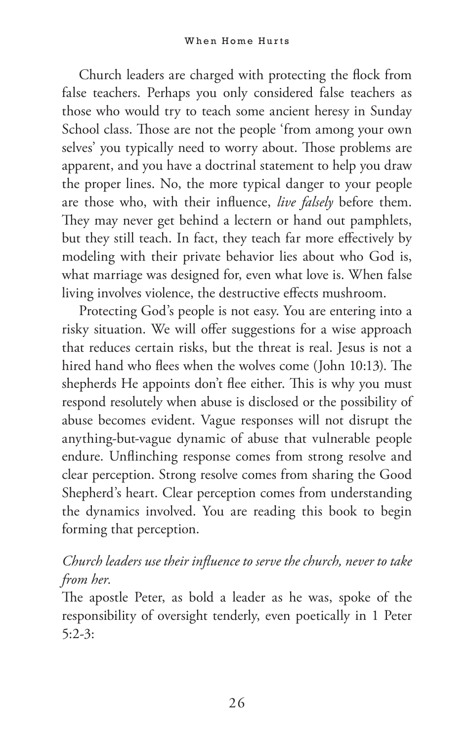Church leaders are charged with protecting the flock from false teachers. Perhaps you only considered false teachers as those who would try to teach some ancient heresy in Sunday School class. Those are not the people 'from among your own selves' you typically need to worry about. Those problems are apparent, and you have a doctrinal statement to help you draw the proper lines. No, the more typical danger to your people are those who, with their influence, *live falsely* before them. They may never get behind a lectern or hand out pamphlets, but they still teach. In fact, they teach far more effectively by modeling with their private behavior lies about who God is, what marriage was designed for, even what love is. When false living involves violence, the destructive effects mushroom.

Protecting God's people is not easy. You are entering into a risky situation. We will offer suggestions for a wise approach that reduces certain risks, but the threat is real. Jesus is not a hired hand who flees when the wolves come (John 10:13). The shepherds He appoints don't flee either. This is why you must respond resolutely when abuse is disclosed or the possibility of abuse becomes evident. Vague responses will not disrupt the anything-but-vague dynamic of abuse that vulnerable people endure. Unflinching response comes from strong resolve and clear perception. Strong resolve comes from sharing the Good Shepherd's heart. Clear perception comes from understanding the dynamics involved. You are reading this book to begin forming that perception.

*Church leaders use their influence to serve the church, never to take from her.*

The apostle Peter, as bold a leader as he was, spoke of the responsibility of oversight tenderly, even poetically in 1 Peter 5:2-3: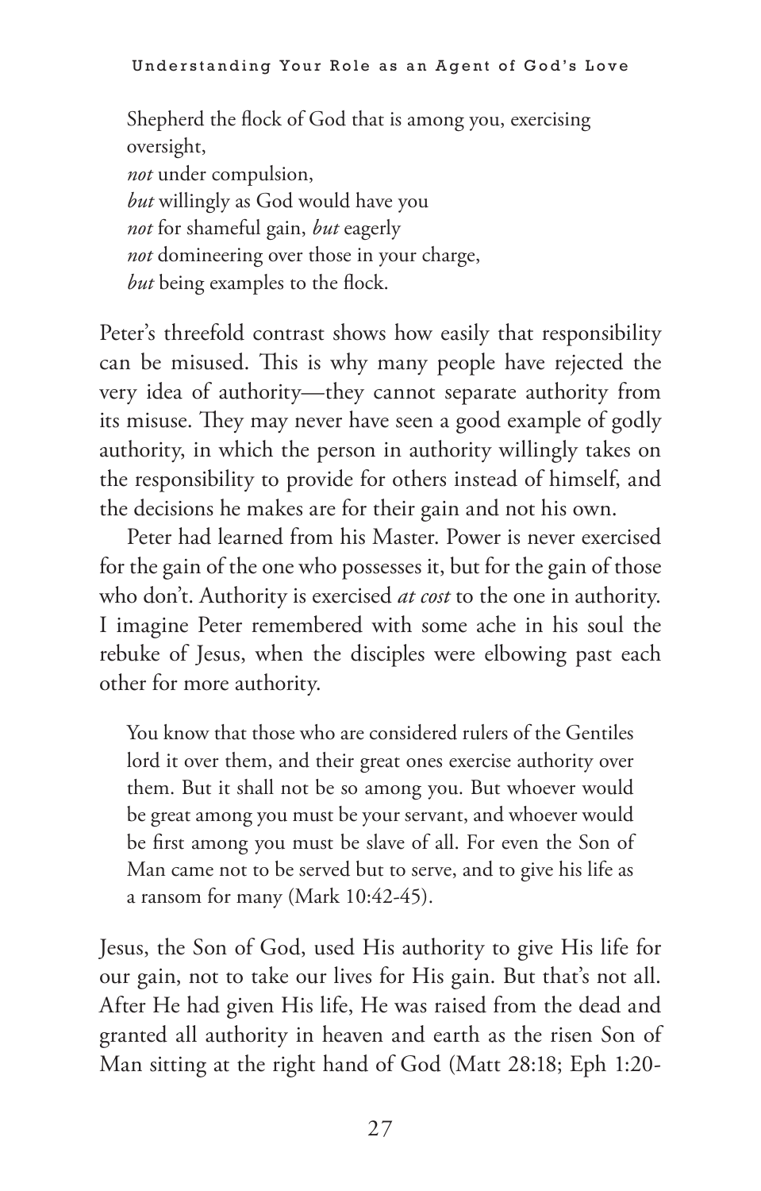> Shepherd the flock of God that is among you, exercising oversight,
> *not* under compulsion,
> *but* willingly as God would have you
> *not* for shameful gain, *but* eagerly
> *not* domineering over those in your charge,
> *but* being examples to the flock.

Peter's threefold contrast shows how easily that responsibility can be misused. This is why many people have rejected the very idea of authority—they cannot separate authority from its misuse. They may never have seen a good example of godly authority, in which the person in authority willingly takes on the responsibility to provide for others instead of himself, and the decisions he makes are for their gain and not his own.

Peter had learned from his Master. Power is never exercised for the gain of the one who possesses it, but for the gain of those who don't. Authority is exercised *at cost* to the one in authority. I imagine Peter remembered with some ache in his soul the rebuke of Jesus, when the disciples were elbowing past each other for more authority.

> You know that those who are considered rulers of the Gentiles lord it over them, and their great ones exercise authority over them. But it shall not be so among you. But whoever would be great among you must be your servant, and whoever would be first among you must be slave of all. For even the Son of Man came not to be served but to serve, and to give his life as a ransom for many (Mark 10:42-45).

Jesus, the Son of God, used His authority to give His life for our gain, not to take our lives for His gain. But that's not all. After He had given His life, He was raised from the dead and granted all authority in heaven and earth as the risen Son of Man sitting at the right hand of God (Matt 28:18; Eph 1:20-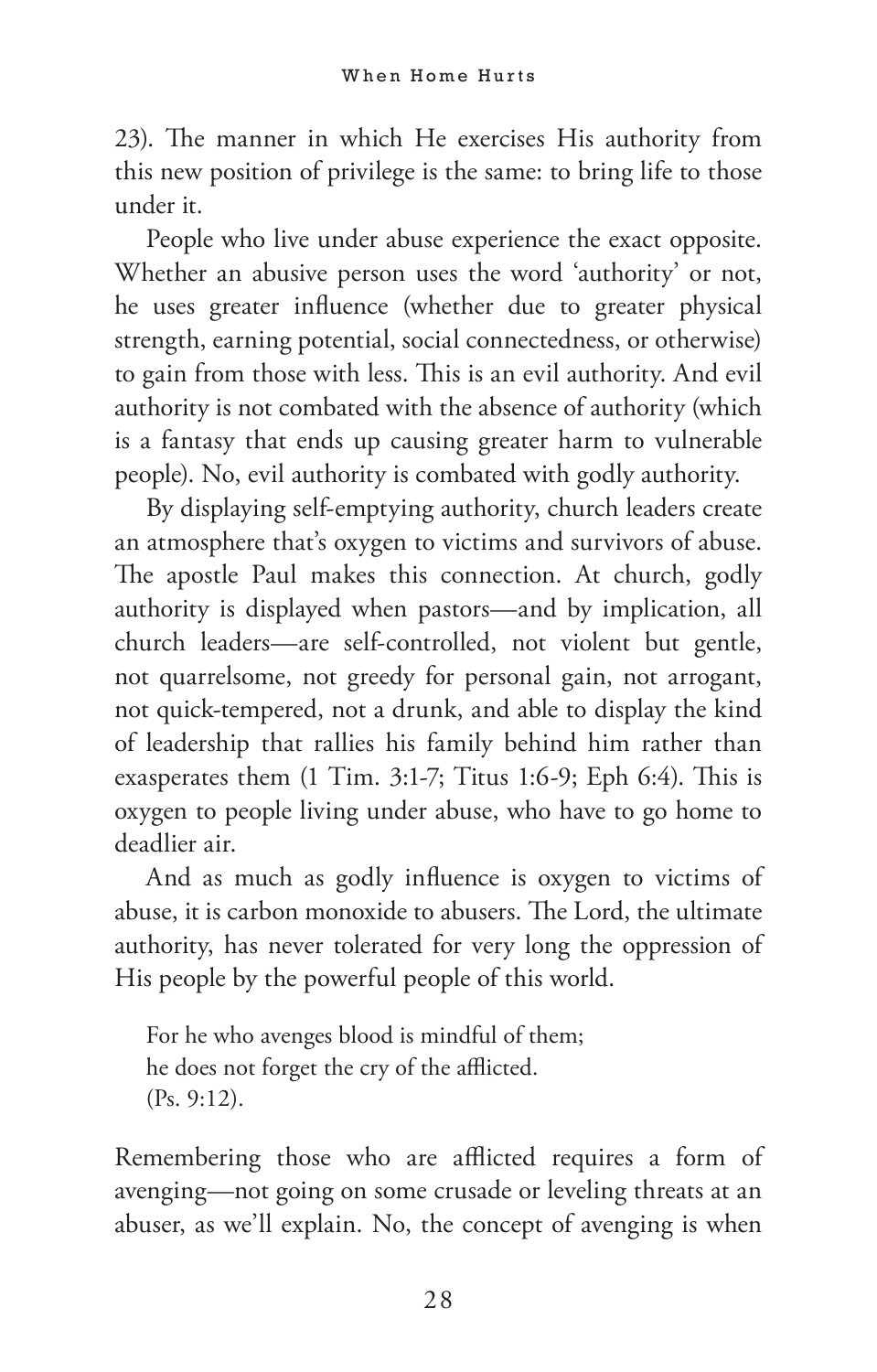23). The manner in which He exercises His authority from this new position of privilege is the same: to bring life to those under it.

People who live under abuse experience the exact opposite. Whether an abusive person uses the word 'authority' or not, he uses greater influence (whether due to greater physical strength, earning potential, social connectedness, or otherwise) to gain from those with less. This is an evil authority. And evil authority is not combated with the absence of authority (which is a fantasy that ends up causing greater harm to vulnerable people). No, evil authority is combated with godly authority.

By displaying self-emptying authority, church leaders create an atmosphere that's oxygen to victims and survivors of abuse. The apostle Paul makes this connection. At church, godly authority is displayed when pastors—and by implication, all church leaders—are self-controlled, not violent but gentle, not quarrelsome, not greedy for personal gain, not arrogant, not quick-tempered, not a drunk, and able to display the kind of leadership that rallies his family behind him rather than exasperates them (1 Tim. 3:1-7; Titus 1:6-9; Eph 6:4). This is oxygen to people living under abuse, who have to go home to deadlier air.

And as much as godly influence is oxygen to victims of abuse, it is carbon monoxide to abusers. The Lord, the ultimate authority, has never tolerated for very long the oppression of His people by the powerful people of this world.

> For he who avenges blood is mindful of them;
> he does not forget the cry of the afflicted.
> (Ps. 9:12).

Remembering those who are afflicted requires a form of avenging—not going on some crusade or leveling threats at an abuser, as we'll explain. No, the concept of avenging is when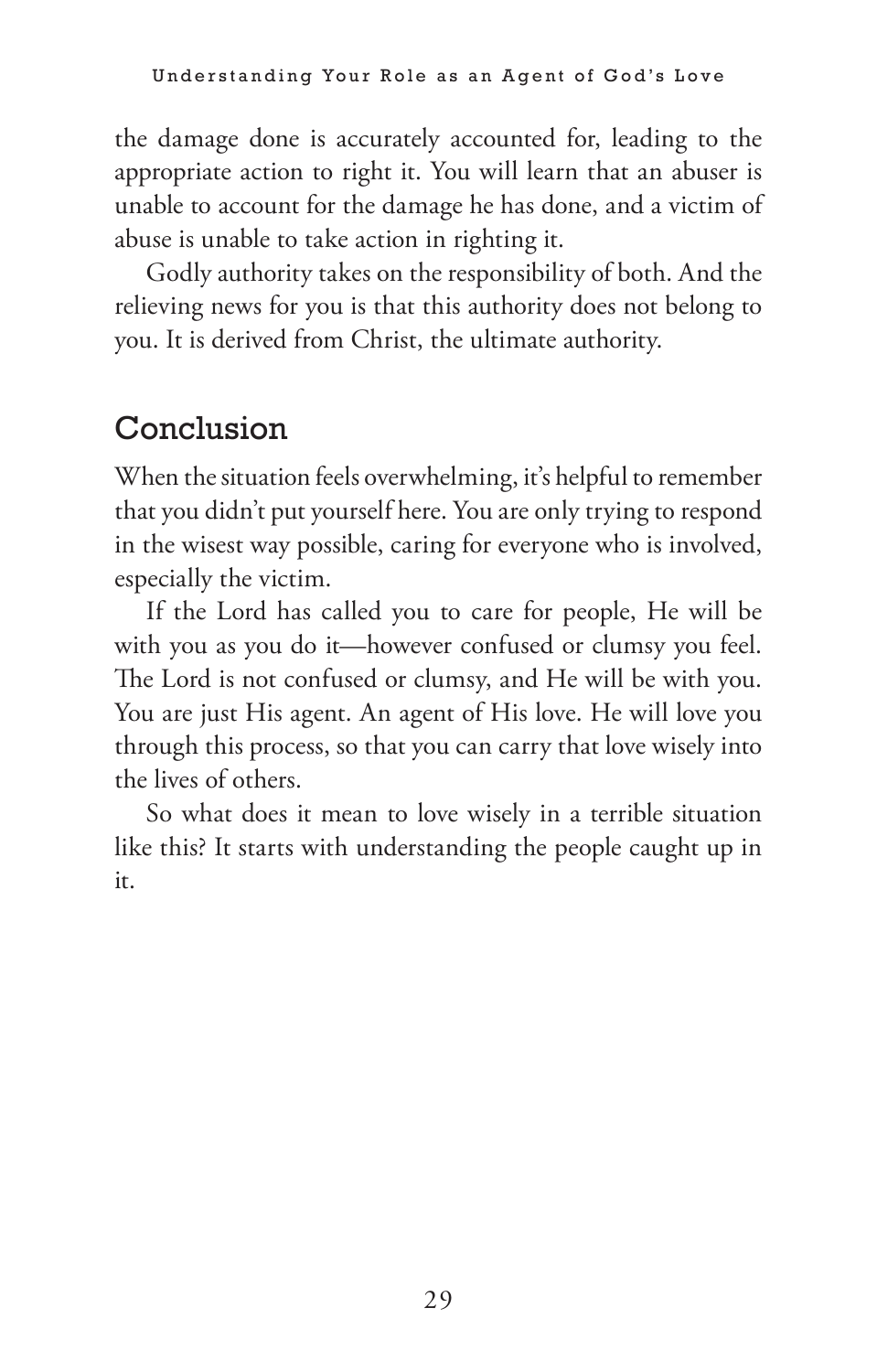the damage done is accurately accounted for, leading to the appropriate action to right it. You will learn that an abuser is unable to account for the damage he has done, and a victim of abuse is unable to take action in righting it.

Godly authority takes on the responsibility of both. And the relieving news for you is that this authority does not belong to you. It is derived from Christ, the ultimate authority.

## Conclusion

When the situation feels overwhelming, it's helpful to remember that you didn't put yourself here. You are only trying to respond in the wisest way possible, caring for everyone who is involved, especially the victim.

If the Lord has called you to care for people, He will be with you as you do it—however confused or clumsy you feel. The Lord is not confused or clumsy, and He will be with you. You are just His agent. An agent of His love. He will love you through this process, so that you can carry that love wisely into the lives of others.

So what does it mean to love wisely in a terrible situation like this? It starts with understanding the people caught up in it.